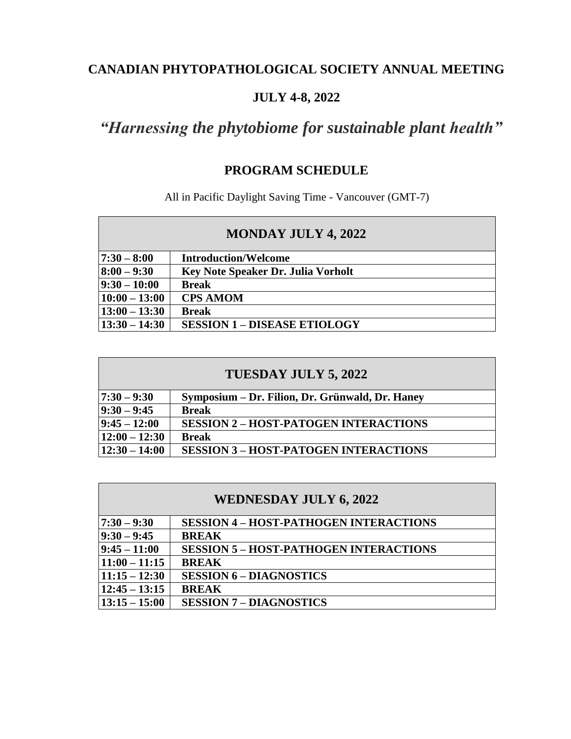# CANADIAN PHYTOPATHOLOGICAL SOCIETY ANNUAL MEETING

## JULY 4-8, 2022

## *"Harnessing the phytobiome for sustainable plant health"*

## PROGRAM SCHEDULE

All in Pacific Daylight Saving Time - Vancouver (GMT-7)

| **MONDAY JULY 4, 2022** | |
|---|---|
| **7:30 – 8:00** | **Introduction/Welcome** |
| **8:00 – 9:30** | **Key Note Speaker Dr. Julia Vorholt** |
| **9:30 – 10:00** | **Break** |
| **10:00 – 13:00** | **CPS AMOM** |
| **13:00 – 13:30** | **Break** |
| **13:30 – 14:30** | **SESSION 1 – DISEASE ETIOLOGY** |

| **TUESDAY JULY 5, 2022** | |
|---|---|
| **7:30 – 9:30** | **Symposium – Dr. Filion, Dr. Grünwald, Dr. Haney** |
| **9:30 – 9:45** | **Break** |
| **9:45 – 12:00** | **SESSION 2 – HOST-PATOGEN INTERACTIONS** |
| **12:00 – 12:30** | **Break** |
| **12:30 – 14:00** | **SESSION 3 – HOST-PATOGEN INTERACTIONS** |

| **WEDNESDAY JULY 6, 2022** | |
|---|---|
| **7:30 – 9:30** | **SESSION 4 – HOST-PATHOGEN INTERACTIONS** |
| **9:30 – 9:45** | **BREAK** |
| **9:45 – 11:00** | **SESSION 5 – HOST-PATHOGEN INTERACTIONS** |
| **11:00 – 11:15** | **BREAK** |
| **11:15 – 12:30** | **SESSION 6 – DIAGNOSTICS** |
| **12:45 – 13:15** | **BREAK** |
| **13:15 – 15:00** | **SESSION 7 – DIAGNOSTICS** |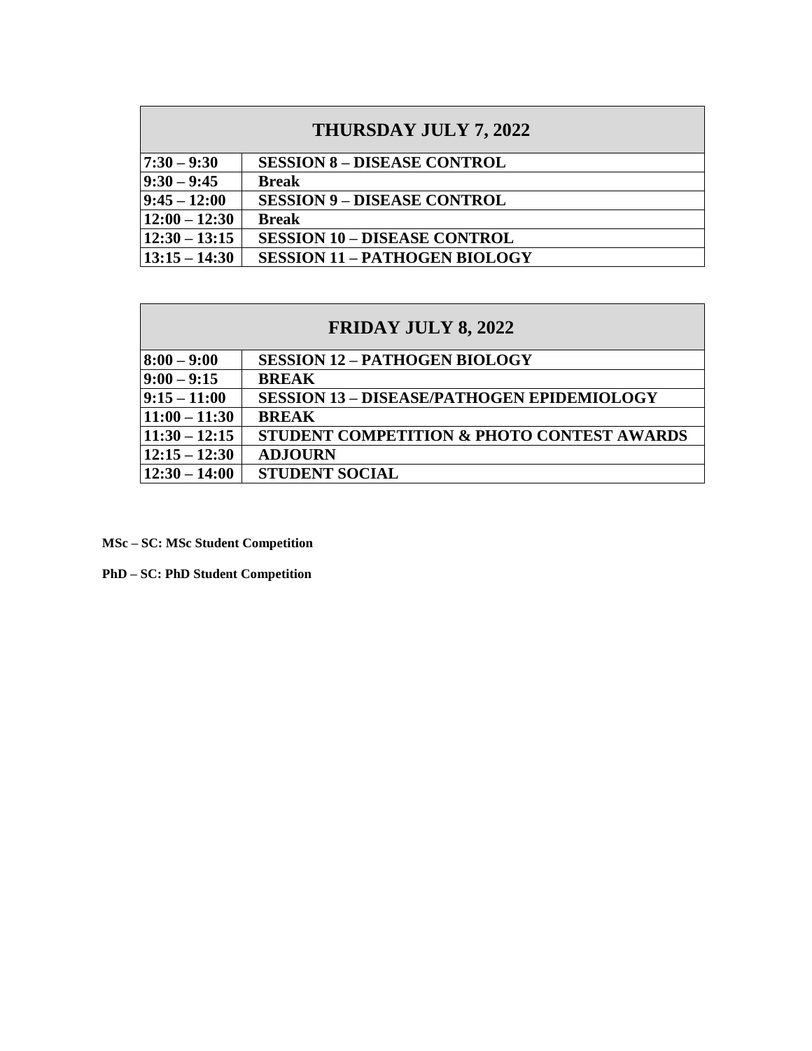| THURSDAY JULY 7, 2022 | |
|---|---|
| **7:30 – 9:30** | **SESSION 8 – DISEASE CONTROL** |
| **9:30 – 9:45** | **Break** |
| **9:45 – 12:00** | **SESSION 9 – DISEASE CONTROL** |
| **12:00 – 12:30** | **Break** |
| **12:30 – 13:15** | **SESSION 10 – DISEASE CONTROL** |
| **13:15 – 14:30** | **SESSION 11 – PATHOGEN BIOLOGY** |

| FRIDAY JULY 8, 2022 | |
|---|---|
| **8:00 – 9:00** | **SESSION 12 – PATHOGEN BIOLOGY** |
| **9:00 – 9:15** | **BREAK** |
| **9:15 – 11:00** | **SESSION 13 – DISEASE/PATHOGEN EPIDEMIOLOGY** |
| **11:00 – 11:30** | **BREAK** |
| **11:30 – 12:15** | **STUDENT COMPETITION & PHOTO CONTEST AWARDS** |
| **12:15 – 12:30** | **ADJOURN** |
| **12:30 – 14:00** | **STUDENT SOCIAL** |

**MSc – SC: MSc Student Competition**

**PhD – SC: PhD Student Competition**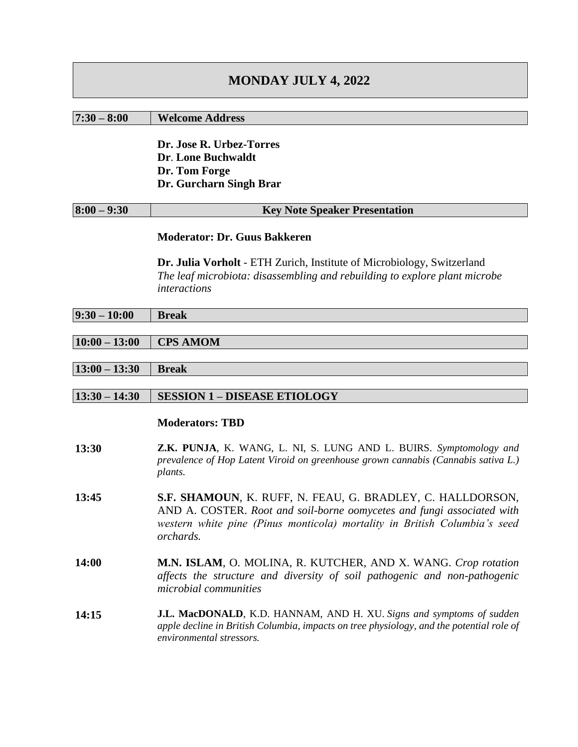# MONDAY JULY 4, 2022

**7:30 – 8:00** **Welcome Address**

**Dr. Jose R. Urbez-Torres**
**Dr. Lone Buchwaldt**
**Dr. Tom Forge**
**Dr. Gurcharn Singh Brar**

**8:00 – 9:30** **Key Note Speaker Presentation**

**Moderator: Dr. Guus Bakkeren**

**Dr. Julia Vorholt** - ETH Zurich, Institute of Microbiology, Switzerland
*The leaf microbiota: disassembling and rebuilding to explore plant microbe interactions*

**9:30 – 10:00** **Break**

**10:00 – 13:00** **CPS AMOM**

**13:00 – 13:30** **Break**

**13:30 – 14:30** **SESSION 1 – DISEASE ETIOLOGY**

**Moderators: TBD**

**13:30** **Z.K. PUNJA**, K. WANG, L. NI, S. LUNG AND L. BUIRS. *Symptomology and prevalence of Hop Latent Viroid on greenhouse grown cannabis (Cannabis sativa L.) plants.*

**13:45** **S.F. SHAMOUN**, K. RUFF, N. FEAU, G. BRADLEY, C. HALLDORSON, AND A. COSTER. *Root and soil-borne oomycetes and fungi associated with western white pine (Pinus monticola) mortality in British Columbia's seed orchards.*

**14:00** **M.N. ISLAM**, O. MOLINA, R. KUTCHER, AND X. WANG. *Crop rotation affects the structure and diversity of soil pathogenic and non-pathogenic microbial communities*

**14:15** **J.L. MacDONALD**, K.D. HANNAM, AND H. XU. *Signs and symptoms of sudden apple decline in British Columbia, impacts on tree physiology, and the potential role of environmental stressors.*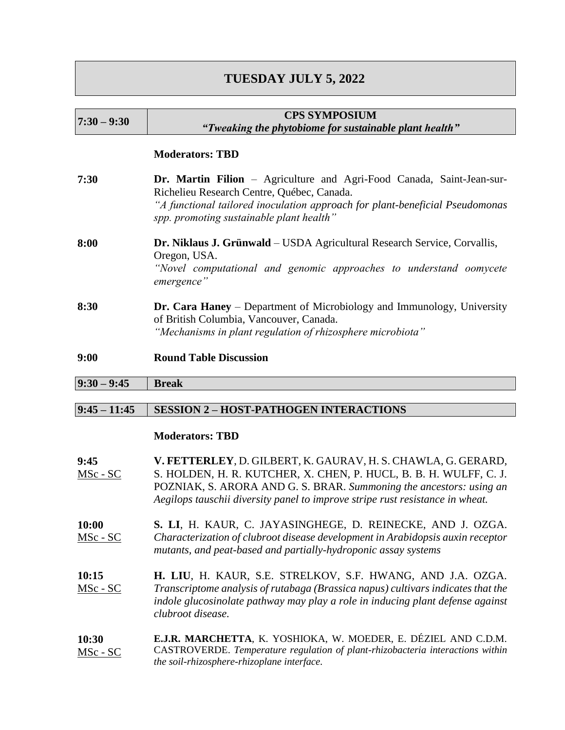# TUESDAY JULY 5, 2022

## 7:30 – 9:30 CPS SYMPOSIUM *"Tweaking the phytobiome for sustainable plant health"*

**Moderators: TBD**

**7:30** **Dr. Martin Filion** – Agriculture and Agri-Food Canada, Saint-Jean-sur-Richelieu Research Centre, Québec, Canada.
*"A functional tailored inoculation approach for plant-beneficial Pseudomonas spp. promoting sustainable plant health"*

**8:00** **Dr. Niklaus J. Grünwald** – USDA Agricultural Research Service, Corvallis, Oregon, USA.
*"Novel computational and genomic approaches to understand oomycete emergence"*

**8:30** **Dr. Cara Haney** – Department of Microbiology and Immunology, University of British Columbia, Vancouver, Canada.
*"Mechanisms in plant regulation of rhizosphere microbiota"*

**9:00** **Round Table Discussion**

## 9:30 – 9:45 Break

## 9:45 – 11:45 SESSION 2 – HOST-PATHOGEN INTERACTIONS

**Moderators: TBD**

**9:45** MSc - SC
**V. FETTERLEY**, D. GILBERT, K. GAURAV, H. S. CHAWLA, G. GERARD, S. HOLDEN, H. R. KUTCHER, X. CHEN, P. HUCL, B. B. H. WULFF, C. J. POZNIAK, S. ARORA AND G. S. BRAR. *Summoning the ancestors: using an Aegilops tauschii diversity panel to improve stripe rust resistance in wheat.*

**10:00** MSc - SC
**S. LI**, H. KAUR, C. JAYASINGHEGE, D. REINECKE, AND J. OZGA. *Characterization of clubroot disease development in Arabidopsis auxin receptor mutants, and peat-based and partially-hydroponic assay systems*

**10:15** MSc - SC
**H. LIU**, H. KAUR, S.E. STRELKOV, S.F. HWANG, AND J.A. OZGA. *Transcriptome analysis of rutabaga (Brassica napus) cultivars indicates that the indole glucosinolate pathway may play a role in inducing plant defense against clubroot disease.*

**10:30** MSc - SC
**E.J.R. MARCHETTA**, K. YOSHIOKA, W. MOEDER, E. DÉZIEL AND C.D.M. CASTROVERDE. *Temperature regulation of plant-rhizobacteria interactions within the soil-rhizosphere-rhizoplane interface.*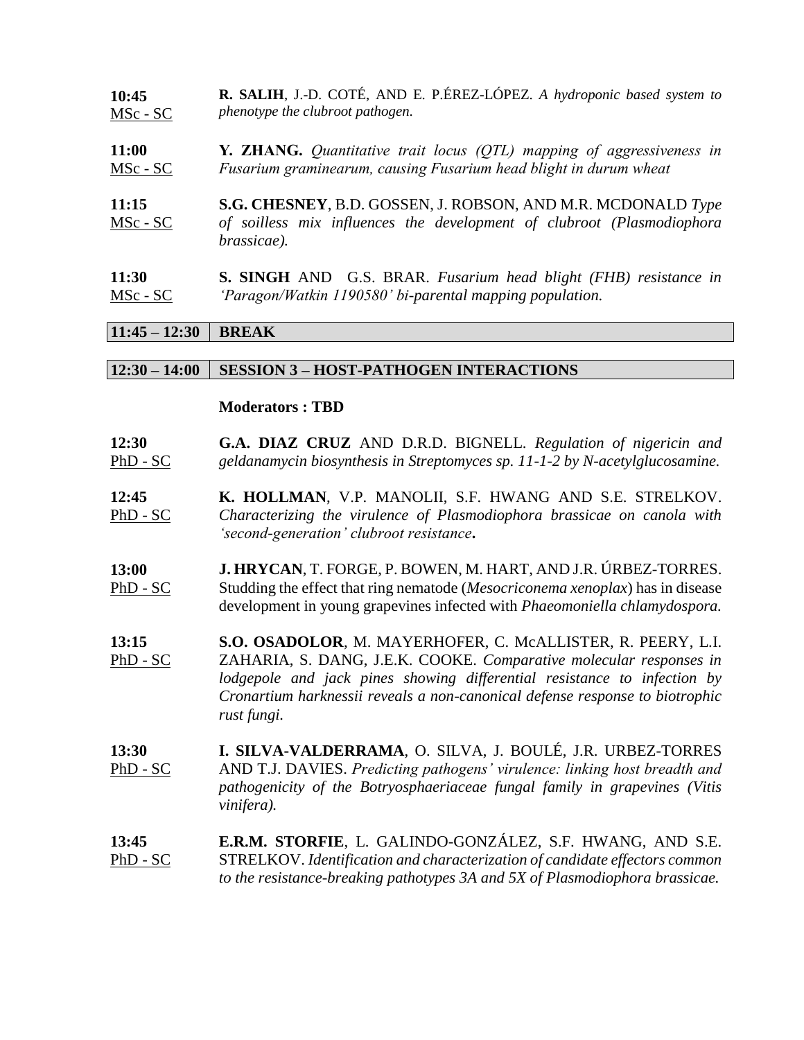**10:45**
MSc - SC

**R. SALIH**, J.-D. COTÉ, AND E. P.ÉREZ-LÓPEZ. *A hydroponic based system to phenotype the clubroot pathogen.*

**11:00**
MSc - SC

**Y. ZHANG.** *Quantitative trait locus (QTL) mapping of aggressiveness in Fusarium graminearum, causing Fusarium head blight in durum wheat*

**11:15**
MSc - SC

**S.G. CHESNEY**, B.D. GOSSEN, J. ROBSON, AND M.R. MCDONALD *Type of soilless mix influences the development of clubroot (Plasmodiophora brassicae).*

**11:30**
MSc - SC

**S. SINGH** AND G.S. BRAR. *Fusarium head blight (FHB) resistance in 'Paragon/Watkin 1190580' bi-parental mapping population.*

| **11:45 – 12:30** | **BREAK** |
|---|---|

| **12:30 – 14:00** | **SESSION 3 – HOST-PATHOGEN INTERACTIONS** |
|---|---|

**Moderators : TBD**

**12:30**
PhD - SC

**G.A. DIAZ CRUZ** AND D.R.D. BIGNELL. *Regulation of nigericin and geldanamycin biosynthesis in Streptomyces sp. 11-1-2 by N-acetylglucosamine.*

**12:45**
PhD - SC

**K. HOLLMAN**, V.P. MANOLII, S.F. HWANG AND S.E. STRELKOV. *Characterizing the virulence of Plasmodiophora brassicae on canola with 'second-generation' clubroot resistance***.**

**13:00**
PhD - SC

**J. HRYCAN**, T. FORGE, P. BOWEN, M. HART, AND J.R. ÚRBEZ-TORRES. Studding the effect that ring nematode (*Mesocriconema xenoplax*) has in disease development in young grapevines infected with *Phaeomoniella chlamydospora.*

**13:15**
PhD - SC

**S.O. OSADOLOR**, M. MAYERHOFER, C. McALLISTER, R. PEERY, L.I. ZAHARIA, S. DANG, J.E.K. COOKE. *Comparative molecular responses in lodgepole and jack pines showing differential resistance to infection by Cronartium harknessii reveals a non-canonical defense response to biotrophic rust fungi.*

**13:30**
PhD - SC

**I. SILVA-VALDERRAMA**, O. SILVA, J. BOULÉ, J.R. URBEZ-TORRES AND T.J. DAVIES. *Predicting pathogens' virulence: linking host breadth and pathogenicity of the Botryosphaeriaceae fungal family in grapevines (Vitis vinifera).*

**13:45**
PhD - SC

**E.R.M. STORFIE**, L. GALINDO-GONZÁLEZ, S.F. HWANG, AND S.E. STRELKOV. *Identification and characterization of candidate effectors common to the resistance-breaking pathotypes 3A and 5X of Plasmodiophora brassicae.*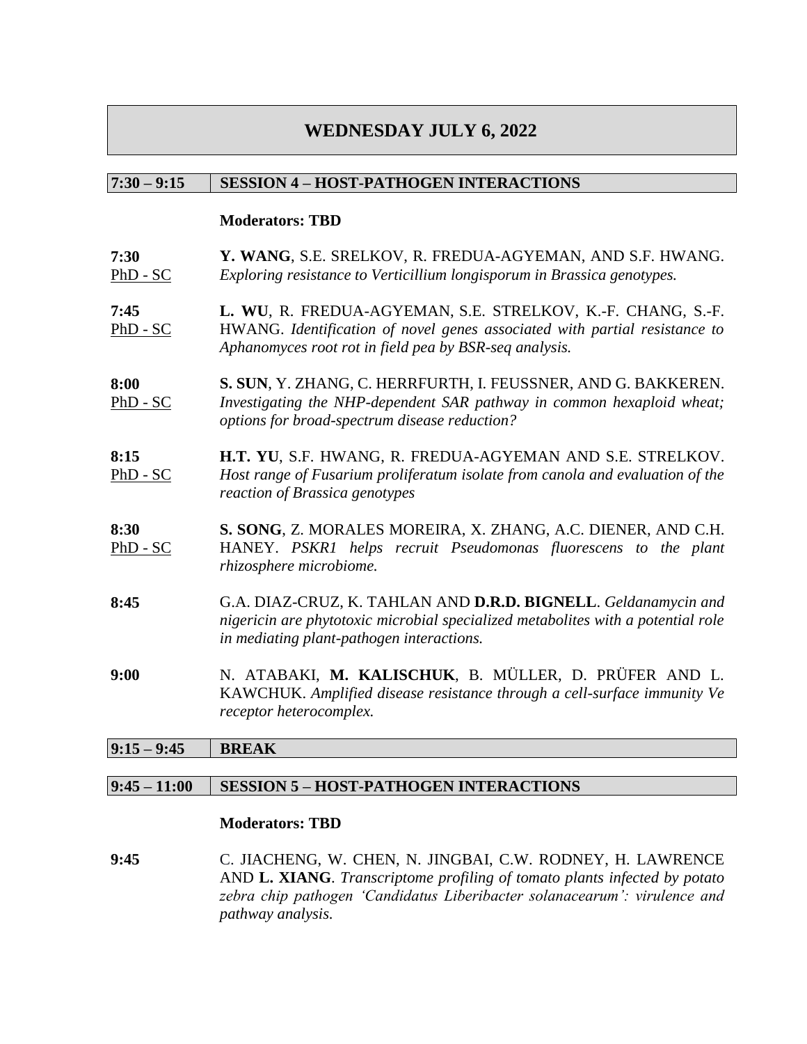# WEDNESDAY JULY 6, 2022

## 7:30 – 9:15 SESSION 4 – HOST-PATHOGEN INTERACTIONS

**Moderators: TBD**

**7:30** PhD - SC — **Y. WANG**, S.E. SRELKOV, R. FREDUA-AGYEMAN, AND S.F. HWANG. *Exploring resistance to Verticillium longisporum in Brassica genotypes.*

**7:45** PhD - SC — **L. WU**, R. FREDUA-AGYEMAN, S.E. STRELKOV, K.-F. CHANG, S.-F. HWANG. *Identification of novel genes associated with partial resistance to Aphanomyces root rot in field pea by BSR-seq analysis.*

**8:00** PhD - SC — **S. SUN**, Y. ZHANG, C. HERRFURTH, I. FEUSSNER, AND G. BAKKEREN. *Investigating the NHP-dependent SAR pathway in common hexaploid wheat; options for broad-spectrum disease reduction?*

**8:15** PhD - SC — **H.T. YU**, S.F. HWANG, R. FREDUA-AGYEMAN AND S.E. STRELKOV. *Host range of Fusarium proliferatum isolate from canola and evaluation of the reaction of Brassica genotypes*

**8:30** PhD - SC — **S. SONG**, Z. MORALES MOREIRA, X. ZHANG, A.C. DIENER, AND C.H. HANEY. *PSKR1 helps recruit Pseudomonas fluorescens to the plant rhizosphere microbiome.*

**8:45** — G.A. DIAZ-CRUZ, K. TAHLAN AND **D.R.D. BIGNELL**. *Geldanamycin and nigericin are phytotoxic microbial specialized metabolites with a potential role in mediating plant-pathogen interactions.*

**9:00** — N. ATABAKI, **M. KALISCHUK**, B. MÜLLER, D. PRÜFER AND L. KAWCHUK. *Amplified disease resistance through a cell-surface immunity Ve receptor heterocomplex.*

## 9:15 – 9:45 BREAK

## 9:45 – 11:00 SESSION 5 – HOST-PATHOGEN INTERACTIONS

**Moderators: TBD**

**9:45** — C. JIACHENG, W. CHEN, N. JINGBAI, C.W. RODNEY, H. LAWRENCE AND **L. XIANG**. *Transcriptome profiling of tomato plants infected by potato zebra chip pathogen 'Candidatus Liberibacter solanacearum': virulence and pathway analysis.*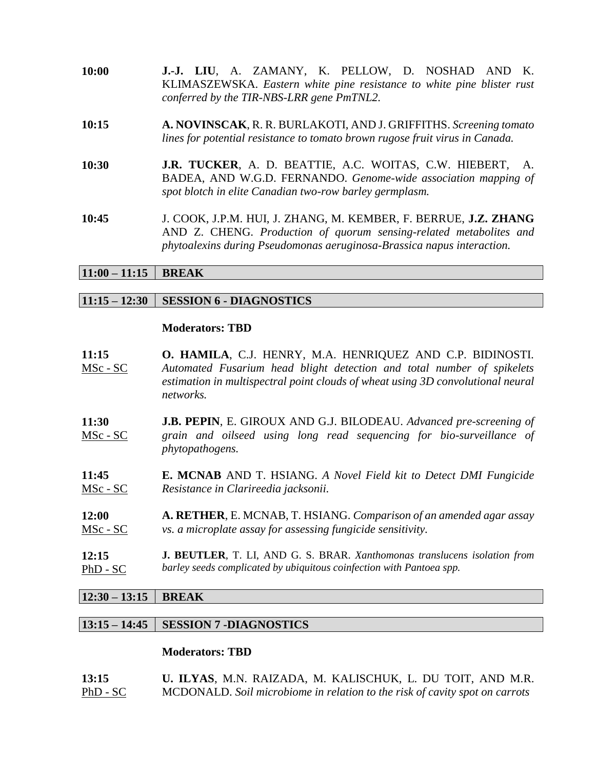**10:00** **J.-J. LIU**, A. ZAMANY, K. PELLOW, D. NOSHAD AND K. KLIMASZEWSKA. *Eastern white pine resistance to white pine blister rust conferred by the TIR-NBS-LRR gene PmTNL2.*

**10:15** **A. NOVINSCAK**, R. R. BURLAKOTI, AND J. GRIFFITHS. *Screening tomato lines for potential resistance to tomato brown rugose fruit virus in Canada.*

**10:30** **J.R. TUCKER**, A. D. BEATTIE, A.C. WOITAS, C.W. HIEBERT, A. BADEA, AND W.G.D. FERNANDO. *Genome-wide association mapping of spot blotch in elite Canadian two-row barley germplasm.*

**10:45** J. COOK, J.P.M. HUI, J. ZHANG, M. KEMBER, F. BERRUE, **J.Z. ZHANG** AND Z. CHENG. *Production of quorum sensing-related metabolites and phytoalexins during Pseudomonas aeruginosa-Brassica napus interaction.*

| **11:00 – 11:15** | **BREAK** |
|---|---|

| **11:15 – 12:30** | **SESSION 6 - DIAGNOSTICS** |
|---|---|

**Moderators: TBD**

**11:15** MSc - SC **O. HAMILA**, C.J. HENRY, M.A. HENRIQUEZ AND C.P. BIDINOSTI. *Automated Fusarium head blight detection and total number of spikelets estimation in multispectral point clouds of wheat using 3D convolutional neural networks.*

**11:30** MSc - SC **J.B. PEPIN**, E. GIROUX AND G.J. BILODEAU. *Advanced pre-screening of grain and oilseed using long read sequencing for bio-surveillance of phytopathogens.*

**11:45** MSc - SC **E. MCNAB** AND T. HSIANG. *A Novel Field kit to Detect DMI Fungicide Resistance in Clarireedia jacksonii.*

**12:00** MSc - SC **A. RETHER**, E. MCNAB, T. HSIANG. *Comparison of an amended agar assay vs. a microplate assay for assessing fungicide sensitivity*.

**12:15** PhD - SC **J. BEUTLER**, T. LI, AND G. S. BRAR. *Xanthomonas translucens isolation from barley seeds complicated by ubiquitous coinfection with Pantoea spp.*

| **12:30 – 13:15** | **BREAK** |
|---|---|

| **13:15 – 14:45** | **SESSION 7 -DIAGNOSTICS** |
|---|---|

**Moderators: TBD**

**13:15** PhD - SC **U. ILYAS**, M.N. RAIZADA, M. KALISCHUK, L. DU TOIT, AND M.R. MCDONALD. *Soil microbiome in relation to the risk of cavity spot on carrots*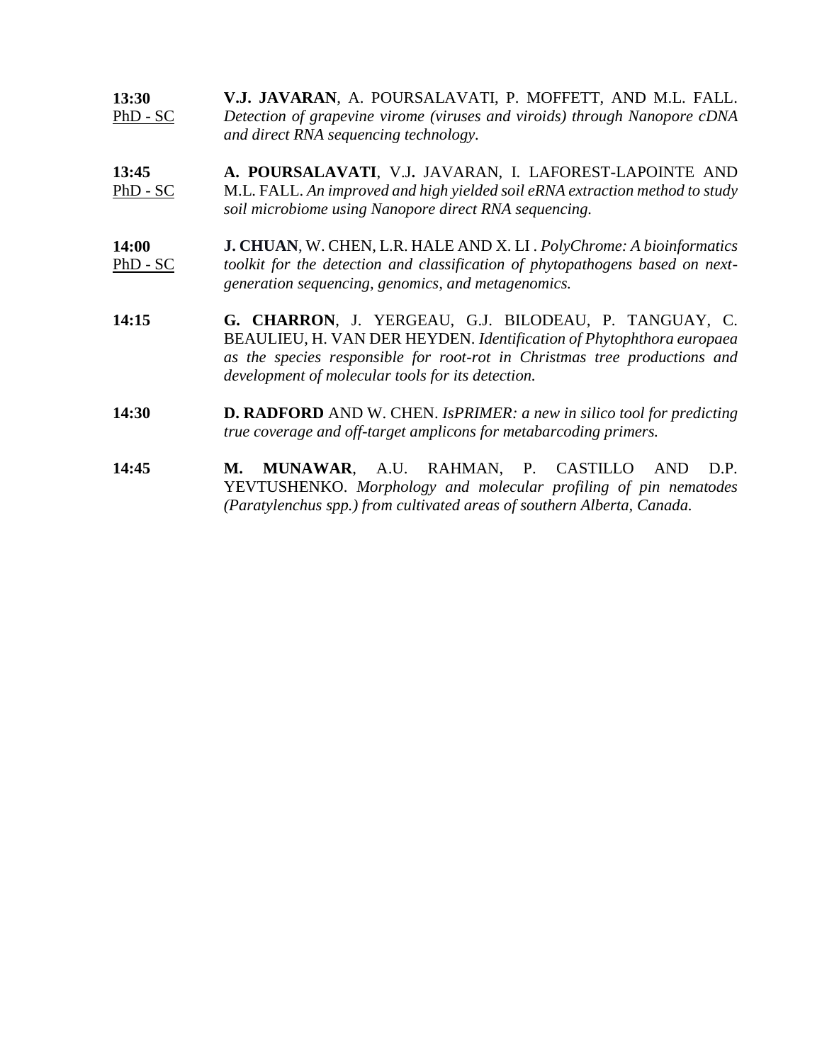**13:30**
PhD - SC

**V.J. JAVARAN**, A. POURSALAVATI, P. MOFFETT, AND M.L. FALL. *Detection of grapevine virome (viruses and viroids) through Nanopore cDNA and direct RNA sequencing technology.*

**13:45**
PhD - SC

**A. POURSALAVATI**, V.J. JAVARAN, I. LAFOREST-LAPOINTE AND M.L. FALL. *An improved and high yielded soil eRNA extraction method to study soil microbiome using Nanopore direct RNA sequencing.*

**14:00**
PhD - SC

**J. CHUAN**, W. CHEN, L.R. HALE AND X. LI . *PolyChrome: A bioinformatics toolkit for the detection and classification of phytopathogens based on next-generation sequencing, genomics, and metagenomics.*

**14:15**

**G. CHARRON**, J. YERGEAU, G.J. BILODEAU, P. TANGUAY, C. BEAULIEU, H. VAN DER HEYDEN. *Identification of Phytophthora europaea as the species responsible for root-rot in Christmas tree productions and development of molecular tools for its detection.*

**14:30**

**D. RADFORD** AND W. CHEN. *IsPRIMER: a new in silico tool for predicting true coverage and off-target amplicons for metabarcoding primers.*

**14:45**

**M. MUNAWAR**, A.U. RAHMAN, P. CASTILLO AND D.P. YEVTUSHENKO. *Morphology and molecular profiling of pin nematodes (Paratylenchus spp.) from cultivated areas of southern Alberta, Canada.*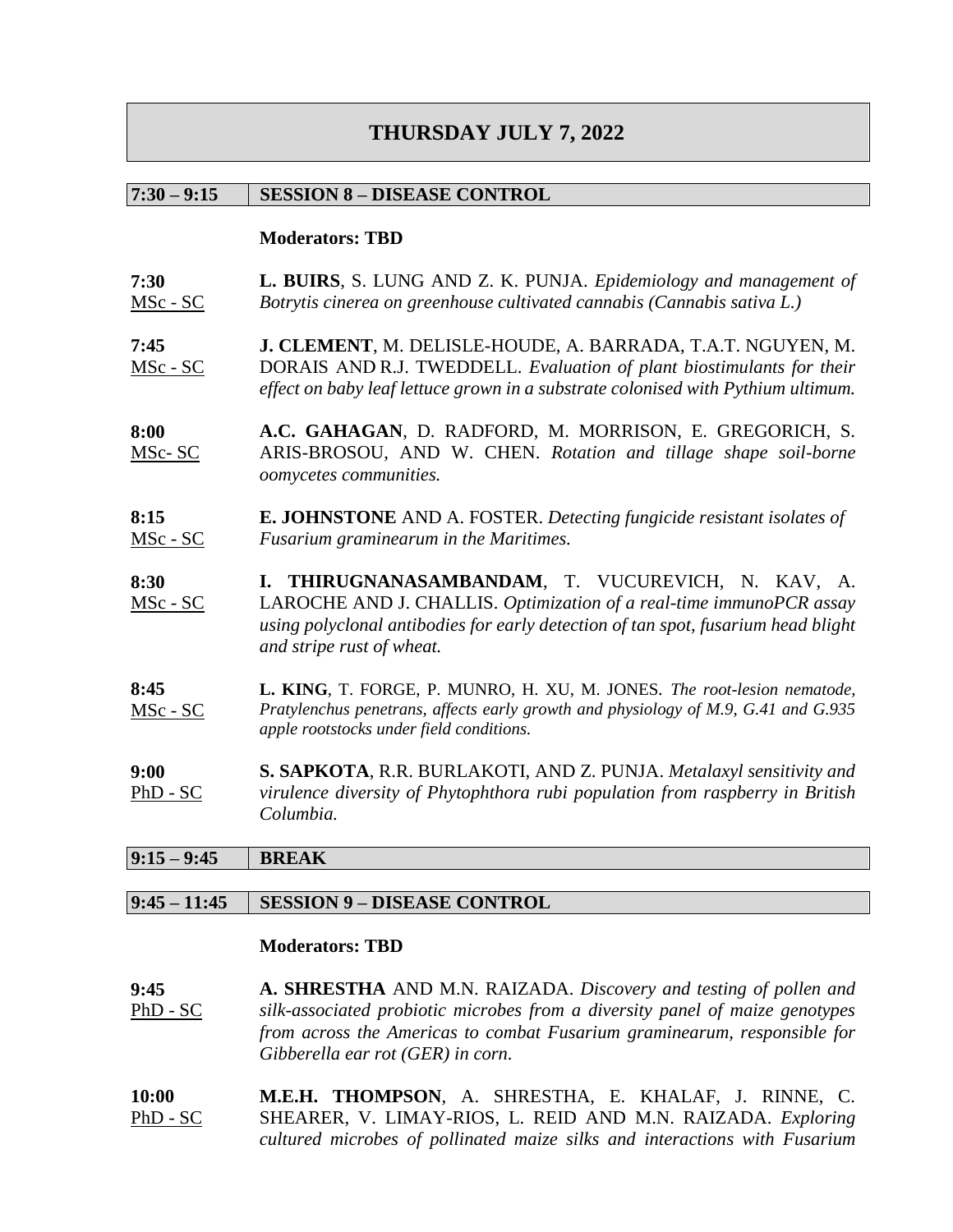# THURSDAY JULY 7, 2022

## 7:30 – 9:15 SESSION 8 – DISEASE CONTROL

**Moderators: TBD**

**7:30**
MSc - SC
**L. BUIRS**, S. LUNG AND Z. K. PUNJA. *Epidemiology and management of Botrytis cinerea on greenhouse cultivated cannabis (Cannabis sativa L.)*

**7:45**
MSc - SC
**J. CLEMENT**, M. DELISLE-HOUDE, A. BARRADA, T.A.T. NGUYEN, M. DORAIS AND R.J. TWEDDELL. *Evaluation of plant biostimulants for their effect on baby leaf lettuce grown in a substrate colonised with Pythium ultimum.*

**8:00**
MSc- SC
**A.C. GAHAGAN**, D. RADFORD, M. MORRISON, E. GREGORICH, S. ARIS-BROSOU, AND W. CHEN. *Rotation and tillage shape soil-borne oomycetes communities.*

**8:15**
MSc - SC
**E. JOHNSTONE** AND A. FOSTER. *Detecting fungicide resistant isolates of Fusarium graminearum in the Maritimes.*

**8:30**
MSc - SC
**I. THIRUGNANASAMBANDAM**, T. VUCUREVICH, N. KAV, A. LAROCHE AND J. CHALLIS. *Optimization of a real-time immunoPCR assay using polyclonal antibodies for early detection of tan spot, fusarium head blight and stripe rust of wheat.*

**8:45**
MSc - SC
**L. KING**, T. FORGE, P. MUNRO, H. XU, M. JONES. *The root-lesion nematode, Pratylenchus penetrans, affects early growth and physiology of M.9, G.41 and G.935 apple rootstocks under field conditions.*

**9:00**
PhD - SC
**S. SAPKOTA**, R.R. BURLAKOTI, AND Z. PUNJA. *Metalaxyl sensitivity and virulence diversity of Phytophthora rubi population from raspberry in British Columbia.*

## 9:15 – 9:45 BREAK

## 9:45 – 11:45 SESSION 9 – DISEASE CONTROL

**Moderators: TBD**

**9:45**
PhD - SC
**A. SHRESTHA** AND M.N. RAIZADA. *Discovery and testing of pollen and silk-associated probiotic microbes from a diversity panel of maize genotypes from across the Americas to combat Fusarium graminearum, responsible for Gibberella ear rot (GER) in corn.*

**10:00**
PhD - SC
**M.E.H. THOMPSON**, A. SHRESTHA, E. KHALAF, J. RINNE, C. SHEARER, V. LIMAY-RIOS, L. REID AND M.N. RAIZADA. *Exploring cultured microbes of pollinated maize silks and interactions with Fusarium*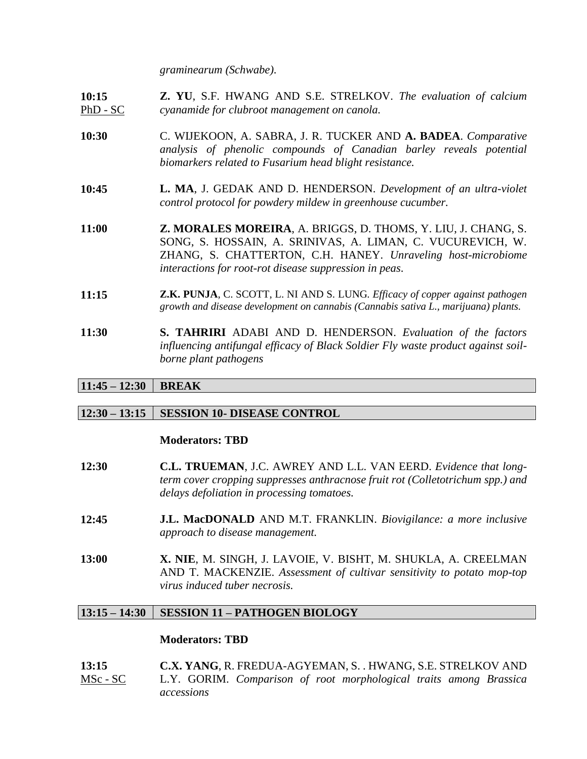*graminearum (Schwabe).*

**10:15**
PhD - SC
**Z. YU**, S.F. HWANG AND S.E. STRELKOV. *The evaluation of calcium cyanamide for clubroot management on canola.*

**10:30** C. WIJEKOON, A. SABRA, J. R. TUCKER AND **A. BADEA**. *Comparative analysis of phenolic compounds of Canadian barley reveals potential biomarkers related to Fusarium head blight resistance.*

**10:45** **L. MA**, J. GEDAK AND D. HENDERSON. *Development of an ultra-violet control protocol for powdery mildew in greenhouse cucumber.*

**11:00** **Z. MORALES MOREIRA**, A. BRIGGS, D. THOMS, Y. LIU, J. CHANG, S. SONG, S. HOSSAIN, A. SRINIVAS, A. LIMAN, C. VUCUREVICH, W. ZHANG, S. CHATTERTON, C.H. HANEY. *Unraveling host-microbiome interactions for root-rot disease suppression in peas.*

**11:15** **Z.K. PUNJA**, C. SCOTT, L. NI AND S. LUNG. *Efficacy of copper against pathogen growth and disease development on cannabis (Cannabis sativa L., marijuana) plants.*

**11:30** **S. TAHRIRI** ADABI AND D. HENDERSON. *Evaluation of the factors influencing antifungal efficacy of Black Soldier Fly waste product against soil-borne plant pathogens*

| **11:45 – 12:30** | **BREAK** |
|---|---|

| **12:30 – 13:15** | **SESSION 10- DISEASE CONTROL** |
|---|---|

**Moderators: TBD**

**12:30** **C.L. TRUEMAN**, J.C. AWREY AND L.L. VAN EERD. *Evidence that long-term cover cropping suppresses anthracnose fruit rot (Colletotrichum spp.) and delays defoliation in processing tomatoes.*

**12:45** **J.L. MacDONALD** AND M.T. FRANKLIN. *Biovigilance: a more inclusive approach to disease management.*

**13:00** **X. NIE**, M. SINGH, J. LAVOIE, V. BISHT, M. SHUKLA, A. CREELMAN AND T. MACKENZIE. *Assessment of cultivar sensitivity to potato mop-top virus induced tuber necrosis.*

| **13:15 – 14:30** | **SESSION 11 – PATHOGEN BIOLOGY** |
|---|---|

**Moderators: TBD**

**13:15**
MSc - SC
**C.X. YANG**, R. FREDUA-AGYEMAN, S. . HWANG, S.E. STRELKOV AND L.Y. GORIM. *Comparison of root morphological traits among Brassica accessions*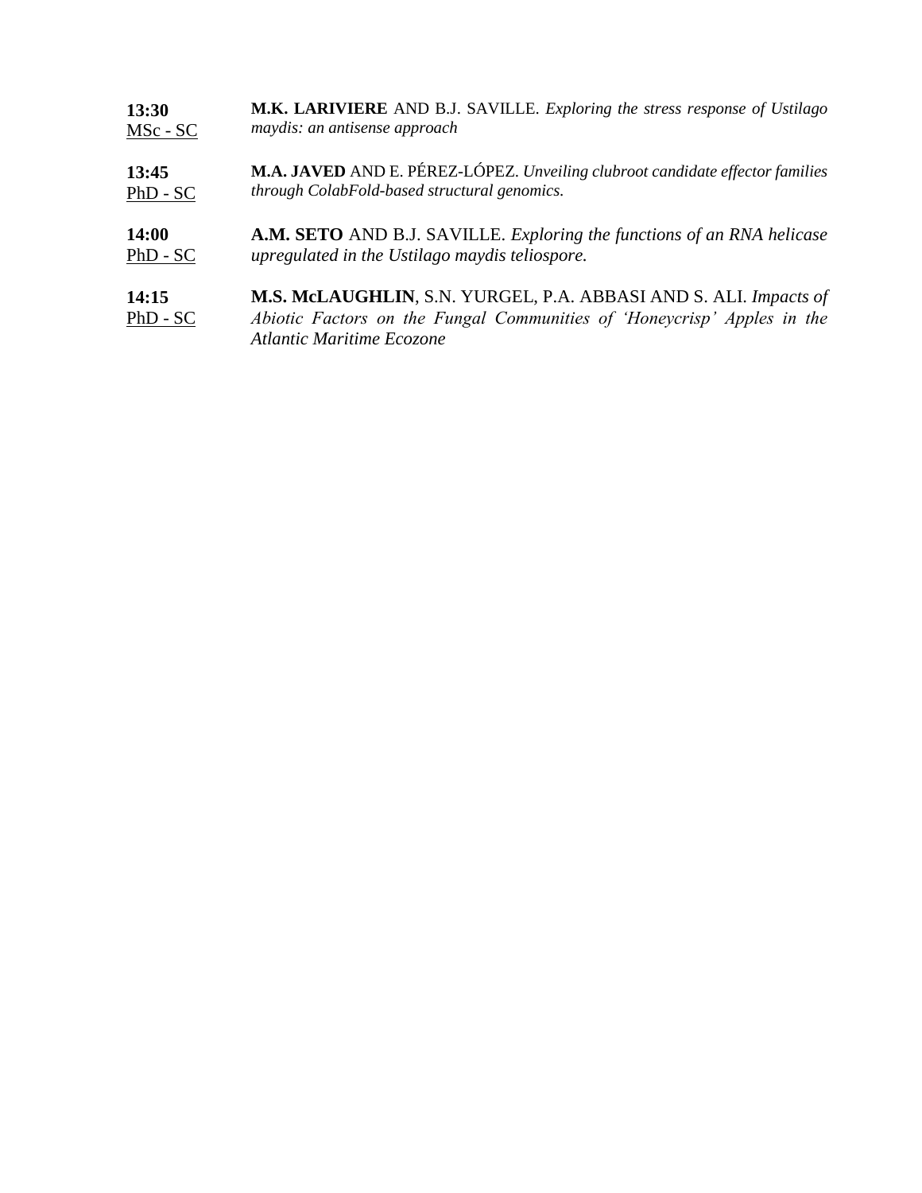**13:30**
MSc - SC

**M.K. LARIVIERE** AND B.J. SAVILLE. *Exploring the stress response of Ustilago maydis: an antisense approach*

**13:45**
PhD - SC

**M.A. JAVED** AND E. PÉREZ-LÓPEZ. *Unveiling clubroot candidate effector families through ColabFold-based structural genomics.*

**14:00**
PhD - SC

**A.M. SETO** AND B.J. SAVILLE. *Exploring the functions of an RNA helicase upregulated in the Ustilago maydis teliospore.*

**14:15**
PhD - SC

**M.S. McLAUGHLIN**, S.N. YURGEL, P.A. ABBASI AND S. ALI. *Impacts of Abiotic Factors on the Fungal Communities of 'Honeycrisp' Apples in the Atlantic Maritime Ecozone*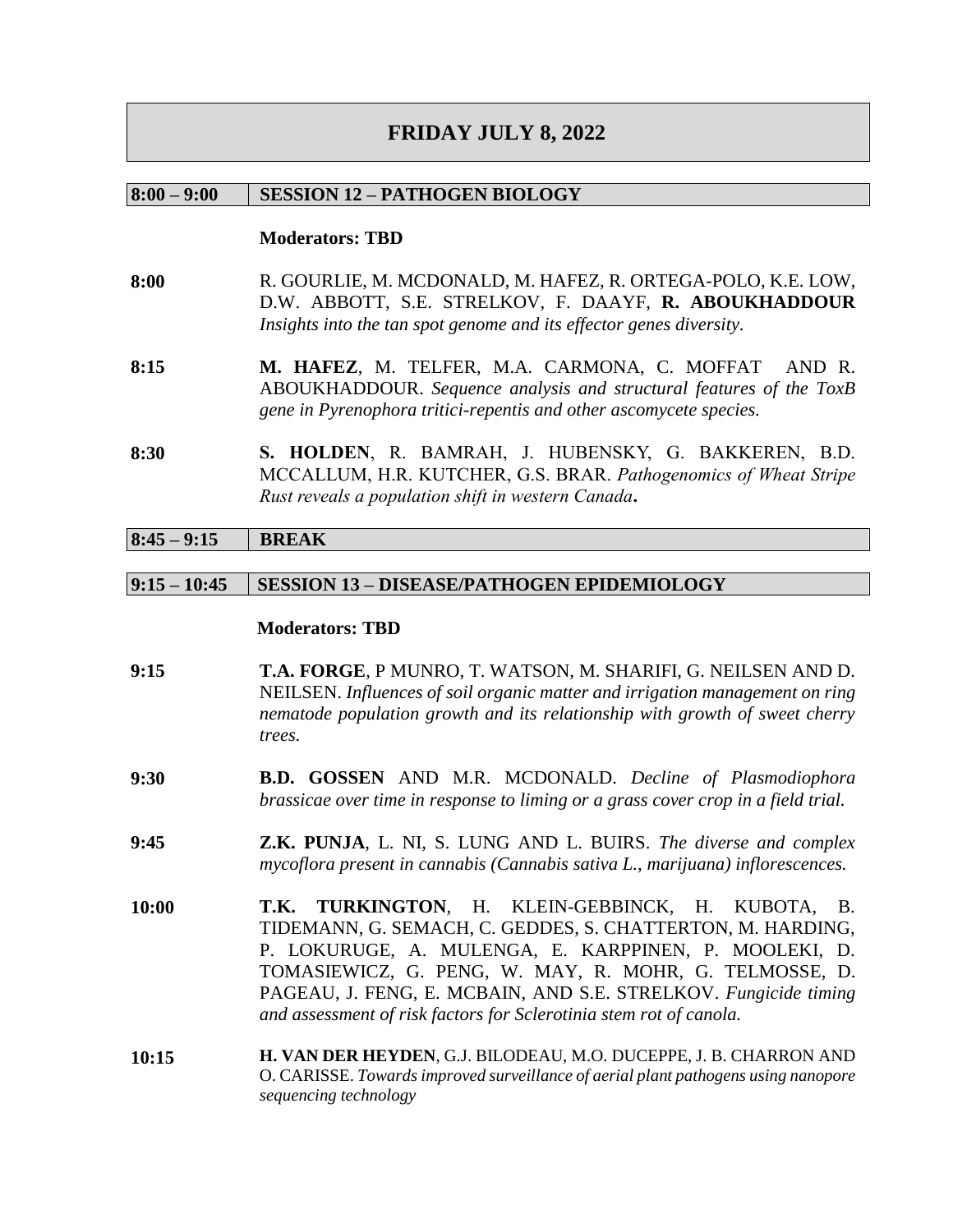# FRIDAY JULY 8, 2022

| **8:00 – 9:00** | **SESSION 12 – PATHOGEN BIOLOGY** |
|---|---|

**Moderators: TBD**

**8:00** R. GOURLIE, M. MCDONALD, M. HAFEZ, R. ORTEGA-POLO, K.E. LOW, D.W. ABBOTT, S.E. STRELKOV, F. DAAYF, **R. ABOUKHADDOUR** *Insights into the tan spot genome and its effector genes diversity.*

**8:15** **M. HAFEZ**, M. TELFER, M.A. CARMONA, C. MOFFAT AND R. ABOUKHADDOUR. *Sequence analysis and structural features of the ToxB gene in Pyrenophora tritici-repentis and other ascomycete species.*

**8:30** **S. HOLDEN**, R. BAMRAH, J. HUBENSKY, G. BAKKEREN, B.D. MCCALLUM, H.R. KUTCHER, G.S. BRAR. *Pathogenomics of Wheat Stripe Rust reveals a population shift in western Canada***.**

| **8:45 – 9:15** | **BREAK** |
|---|---|

| **9:15 – 10:45** | **SESSION 13 – DISEASE/PATHOGEN EPIDEMIOLOGY** |
|---|---|

**Moderators: TBD**

**9:15** **T.A. FORGE**, P MUNRO, T. WATSON, M. SHARIFI, G. NEILSEN AND D. NEILSEN. *Influences of soil organic matter and irrigation management on ring nematode population growth and its relationship with growth of sweet cherry trees.*

**9:30** **B.D. GOSSEN** AND M.R. MCDONALD. *Decline of Plasmodiophora brassicae over time in response to liming or a grass cover crop in a field trial.*

**9:45** **Z.K. PUNJA**, L. NI, S. LUNG AND L. BUIRS. *The diverse and complex mycoflora present in cannabis (Cannabis sativa L., marijuana) inflorescences.*

**10:00** **T.K. TURKINGTON**, H. KLEIN-GEBBINCK, H. KUBOTA, B. TIDEMANN, G. SEMACH, C. GEDDES, S. CHATTERTON, M. HARDING, P. LOKURUGE, A. MULENGA, E. KARPPINEN, P. MOOLEKI, D. TOMASIEWICZ, G. PENG, W. MAY, R. MOHR, G. TELMOSSE, D. PAGEAU, J. FENG, E. MCBAIN, AND S.E. STRELKOV. *Fungicide timing and assessment of risk factors for Sclerotinia stem rot of canola.*

**10:15** **H. VAN DER HEYDEN**, G.J. BILODEAU, M.O. DUCEPPE, J. B. CHARRON AND O. CARISSE. *Towards improved surveillance of aerial plant pathogens using nanopore sequencing technology*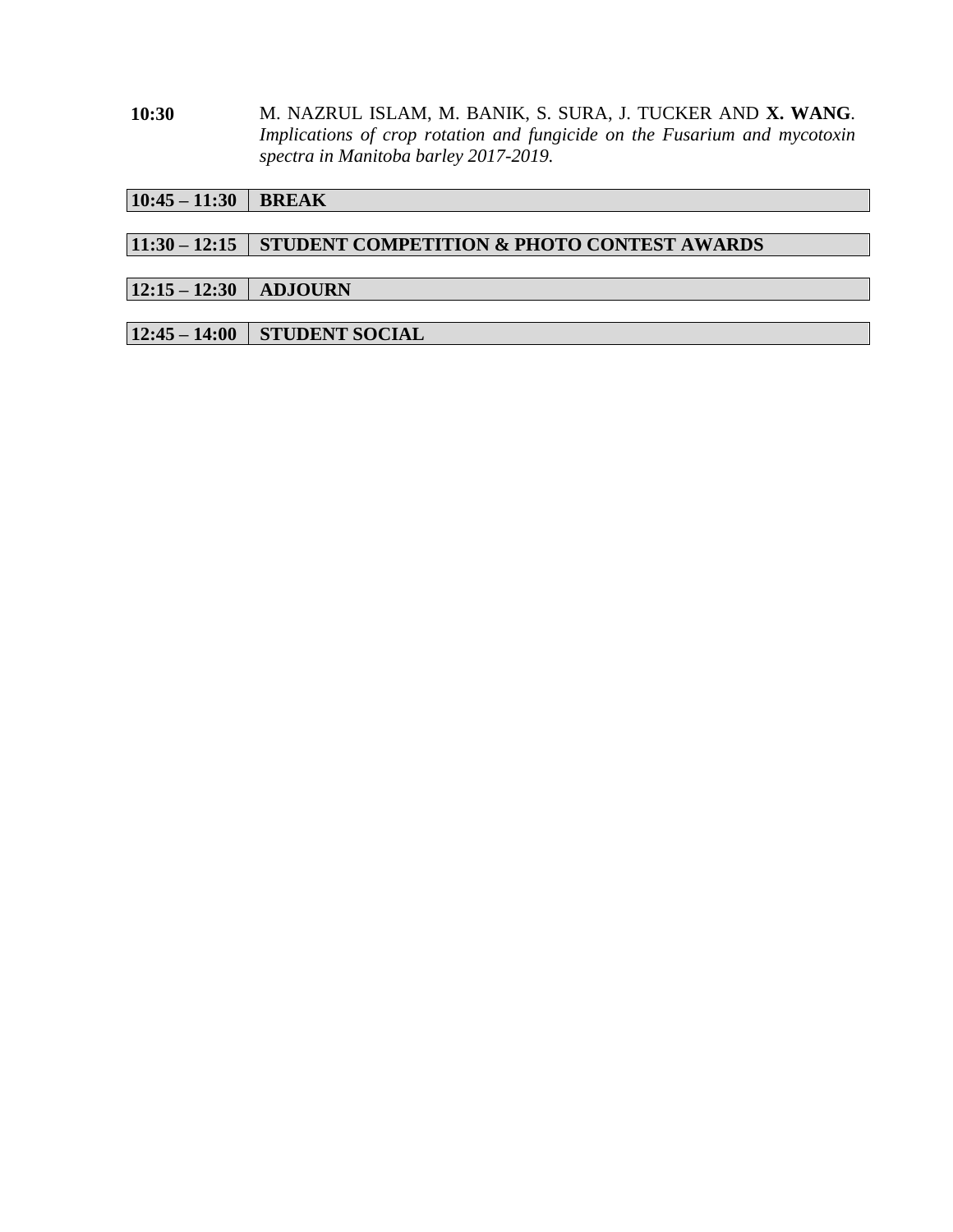**10:30** M. NAZRUL ISLAM, M. BANIK, S. SURA, J. TUCKER AND **X. WANG**. *Implications of crop rotation and fungicide on the Fusarium and mycotoxin spectra in Manitoba barley 2017-2019.*

| | |
|---|---|
| **10:45 – 11:30** | **BREAK** |

| | |
|---|---|
| **11:30 – 12:15** | **STUDENT COMPETITION & PHOTO CONTEST AWARDS** |

| | |
|---|---|
| **12:15 – 12:30** | **ADJOURN** |

| | |
|---|---|
| **12:45 – 14:00** | **STUDENT SOCIAL** |